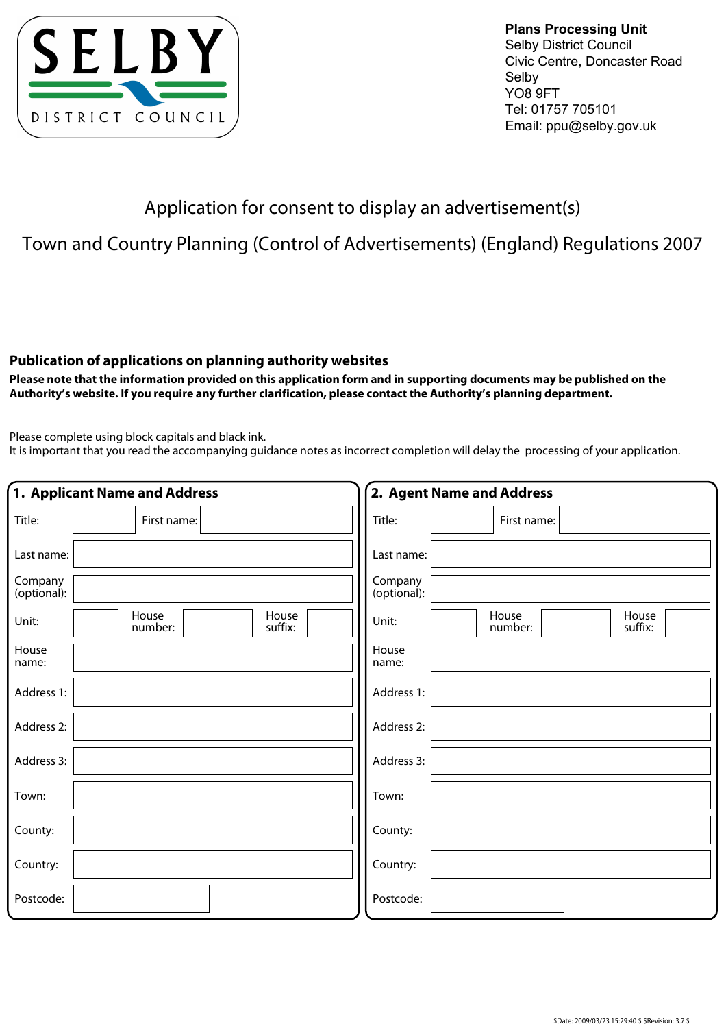SELBY

DISTRICT COUNCIL

**Plans Processing Unit**
Selby District Council
Civic Centre, Doncaster Road
Selby
YO8 9FT
Tel: 01757 705101
Email: ppu@selby.gov.uk

# Application for consent to display an advertisement(s)

# Town and Country Planning (Control of Advertisements) (England) Regulations 2007

## Publication of applications on planning authority websites

**Please note that the information provided on this application form and in supporting documents may be published on the Authority's website. If you require any further clarification, please contact the Authority's planning department.**

Please complete using block capitals and black ink.
It is important that you read the accompanying guidance notes as incorrect completion will delay the processing of your application.

## 1. Applicant Name and Address

| | | | | | |
|---|---|---|---|---|---|
| Title: | | First name: | | | |
| Last name: | | | | | |
| Company (optional): | | | | | |
| Unit: | | House number: | | House suffix: | |
| House name: | | | | | |
| Address 1: | | | | | |
| Address 2: | | | | | |
| Address 3: | | | | | |
| Town: | | | | | |
| County: | | | | | |
| Country: | | | | | |
| Postcode: | | | | | |

## 2. Agent Name and Address

| | | | | | |
|---|---|---|---|---|---|
| Title: | | First name: | | | |
| Last name: | | | | | |
| Company (optional): | | | | | |
| Unit: | | House number: | | House suffix: | |
| House name: | | | | | |
| Address 1: | | | | | |
| Address 2: | | | | | |
| Address 3: | | | | | |
| Town: | | | | | |
| County: | | | | | |
| Country: | | | | | |
| Postcode: | | | | | |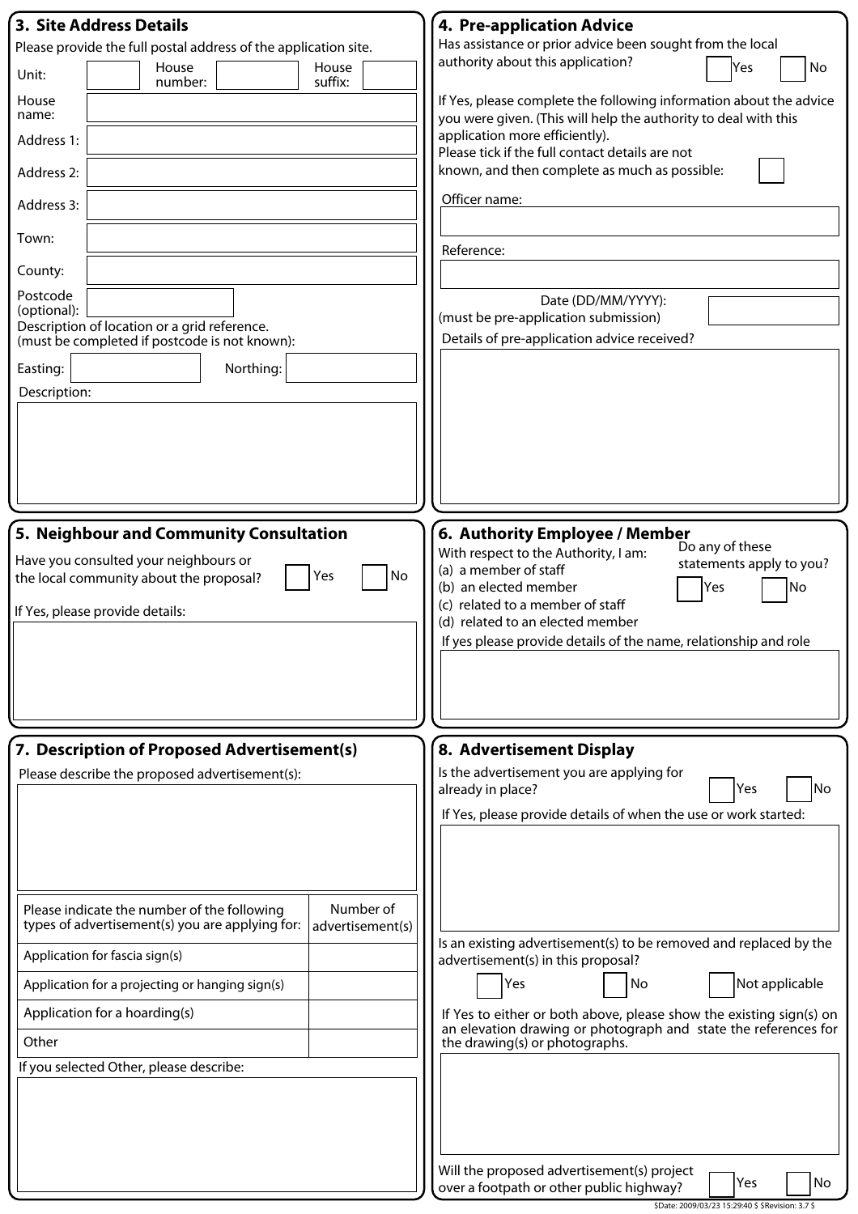## 3. Site Address Details

Please provide the full postal address of the application site.

Unit: | House number: | House suffix:

House name:

Address 1:

Address 2:

Address 3:

Town:

County:

Postcode (optional):

Description of location or a grid reference. (must be completed if postcode is not known):

Easting: | Northing:

Description:

## 4. Pre-application Advice

Has assistance or prior advice been sought from the local authority about this application? ☐ Yes ☐ No

If Yes, please complete the following information about the advice you were given. (This will help the authority to deal with this application more efficiently).

Please tick if the full contact details are not known, and then complete as much as possible: ☐

Officer name:

Reference:

Date (DD/MM/YYYY): (must be pre-application submission)

Details of pre-application advice received?

## 5. Neighbour and Community Consultation

Have you consulted your neighbours or the local community about the proposal? ☐ Yes ☐ No

If Yes, please provide details:

## 6. Authority Employee / Member

With respect to the Authority, I am:

(a) a member of staff
(b) an elected member
(c) related to a member of staff
(d) related to an elected member

Do any of these statements apply to you? ☐ Yes ☐ No

If yes please provide details of the name, relationship and role

## 7. Description of Proposed Advertisement(s)

Please describe the proposed advertisement(s):

| Please indicate the number of the following types of advertisement(s) you are applying for: | Number of advertisement(s) |
|---|---|
| Application for fascia sign(s) | |
| Application for a projecting or hanging sign(s) | |
| Application for a hoarding(s) | |
| Other | |

If you selected Other, please describe:

## 8. Advertisement Display

Is the advertisement you are applying for already in place? ☐ Yes ☐ No

If Yes, please provide details of when the use or work started:

Is an existing advertisement(s) to be removed and replaced by the advertisement(s) in this proposal?

☐ Yes ☐ No ☐ Not applicable

If Yes to either or both above, please show the existing sign(s) on an elevation drawing or photograph and state the references for the drawing(s) or photographs.

Will the proposed advertisement(s) project over a footpath or other public highway? ☐ Yes ☐ No

$Date: 2009/03/23 15:29:40 $ $Revision: 3.7 $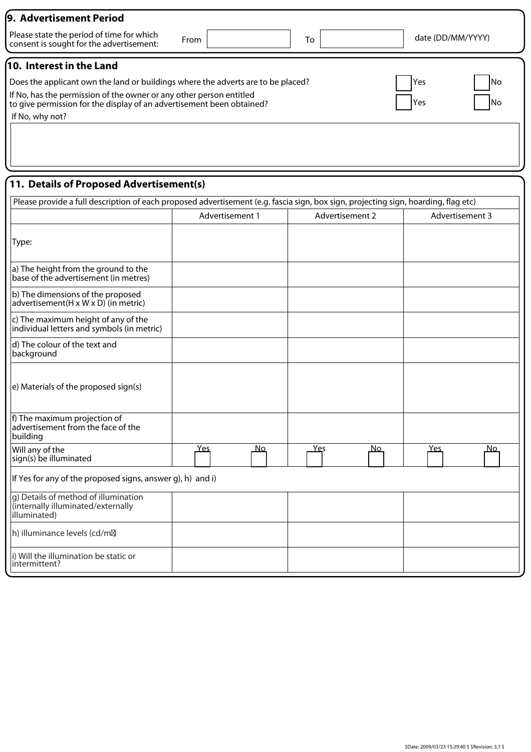## 9. Advertisement Period

Please state the period of time for which consent is sought for the advertisement: From [ ] To [ ] date (DD/MM/YYYY)

## 10. Interest in the Land

Does the applicant own the land or buildings where the adverts are to be placed? [ ] Yes [ ] No

If No, has the permission of the owner or any other person entitled to give permission for the display of an advertisement been obtained? [ ] Yes [ ] No

If No, why not?

## 11. Details of Proposed Advertisement(s)

Please provide a full description of each proposed advertisement (e.g. fascia sign, box sign, projecting sign, hoarding, flag etc)

| | Advertisement 1 | | Advertisement 2 | | Advertisement 3 | |
|---|---|---|---|---|---|---|
| Type: | | | | | | |
| a) The height from the ground to the base of the advertisement (in metres) | | | | | | |
| b) The dimensions of the proposed advertisement(H x W x D) (in metric) | | | | | | |
| c) The maximum height of any of the individual letters and symbols (in metric) | | | | | | |
| d) The colour of the text and background | | | | | | |
| e) Materials of the proposed sign(s) | | | | | | |
| f) The maximum projection of advertisement from the face of the building | | | | | | |
| Will any of the sign(s) be illuminated | Yes [ ] | No [ ] | Yes [ ] | No [ ] | Yes [ ] | No [ ] |
| If Yes for any of the proposed signs, answer g), h) and i) | | | | | | |
| g) Details of method of illumination (internally illuminated/externally illuminated) | | | | | | |
| h) illuminance levels (cd/m²) | | | | | | |
| i) Will the illumination be static or intermittent? | | | | | | |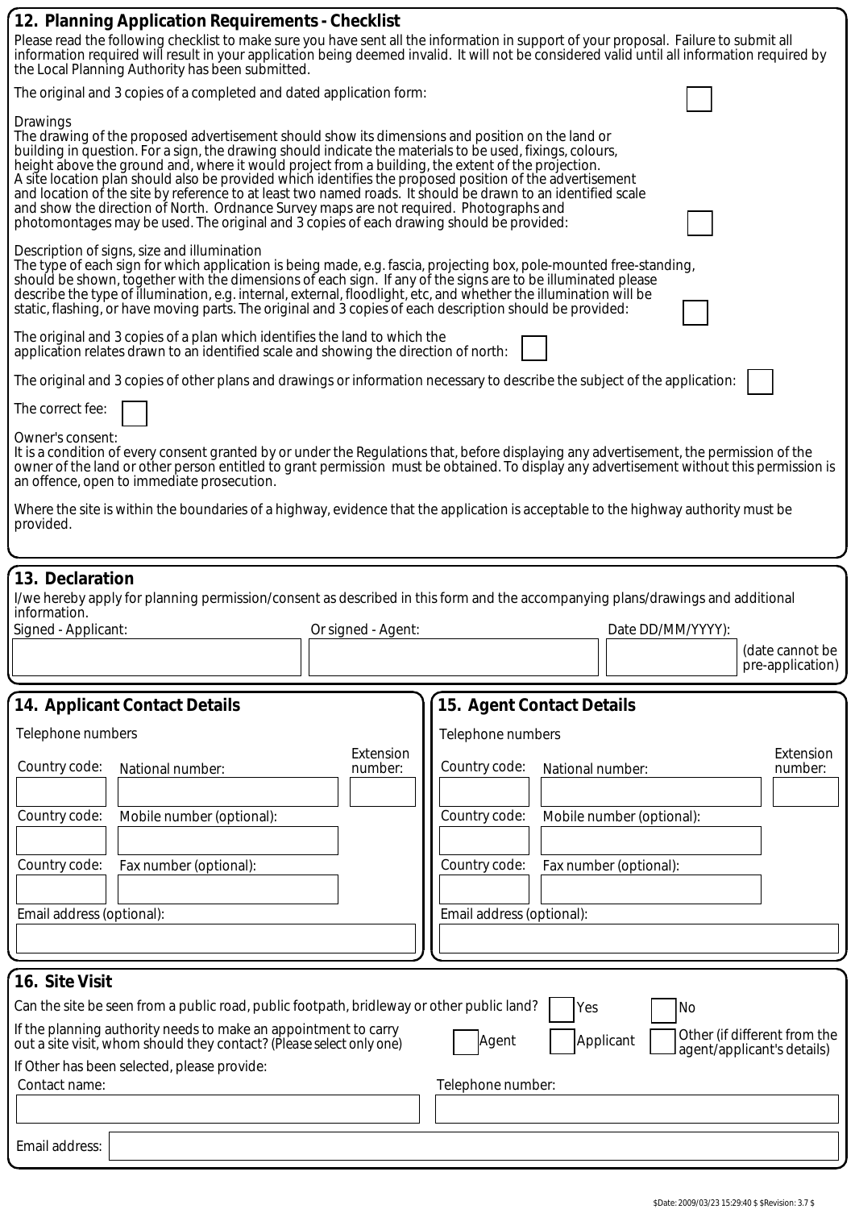## 12. Planning Application Requirements - Checklist

Please read the following checklist to make sure you have sent all the information in support of your proposal. Failure to submit all information required will result in your application being deemed invalid. It will not be considered valid until all information required by the Local Planning Authority has been submitted.

The original and 3 copies of a completed and dated application form: ☐

Drawings
The drawing of the proposed advertisement should show its dimensions and position on the land or building in question. For a sign, the drawing should indicate the materials to be used, fixings, colours, height above the ground and, where it would project from a building, the extent of the projection.
A site location plan should also be provided which identifies the proposed position of the advertisement and location of the site by reference to at least two named roads. It should be drawn to an identified scale and show the direction of North. Ordnance Survey maps are not required. Photographs and photomontages may be used. The original and 3 copies of each drawing should be provided: ☐

Description of signs, size and illumination
The type of each sign for which application is being made, e.g. fascia, projecting box, pole-mounted free-standing, should be shown, together with the dimensions of each sign. If any of the signs are to be illuminated please describe the type of illumination, e.g. internal, external, floodlight, etc, and whether the illumination will be static, flashing, or have moving parts. The original and 3 copies of each description should be provided: ☐

The original and 3 copies of a plan which identifies the land to which the application relates drawn to an identified scale and showing the direction of north: ☐

The original and 3 copies of other plans and drawings or information necessary to describe the subject of the application: ☐

The correct fee: ☐

Owner's consent:
It is a condition of every consent granted by or under the Regulations that, before displaying any advertisement, the permission of the owner of the land or other person entitled to grant permission must be obtained. To display any advertisement without this permission is an offence, open to immediate prosecution.

Where the site is within the boundaries of a highway, evidence that the application is acceptable to the highway authority must be provided.

## 13. Declaration

I/we hereby apply for planning permission/consent as described in this form and the accompanying plans/drawings and additional information.

| Signed - Applicant: | Or signed - Agent: | Date DD/MM/YYYY): |
|---|---|---|
| | | (date cannot be pre-application) |

## 14. Applicant Contact Details

Telephone numbers

| Country code: | National number: | Extension number: |
|---|---|---|
| | | |

| Country code: | Mobile number (optional): |
|---|---|
| | |

| Country code: | Fax number (optional): |
|---|---|
| | |

Email address (optional):

## 15. Agent Contact Details

Telephone numbers

| Country code: | National number: | Extension number: |
|---|---|---|
| | | |

| Country code: | Mobile number (optional): |
|---|---|
| | |

| Country code: | Fax number (optional): |
|---|---|
| | |

Email address (optional):

## 16. Site Visit

Can the site be seen from a public road, public footpath, bridleway or other public land? ☐ Yes ☐ No

If the planning authority needs to make an appointment to carry out a site visit, whom should they contact? (Please select only one) ☐ Agent ☐ Applicant ☐ Other (if different from the agent/applicant's details)

If Other has been selected, please provide:

| Contact name: | Telephone number: |
|---|---|
| | |

Email address:

$Date: 2009/03/23 15:29:40 $ $Revision: 3.7 $